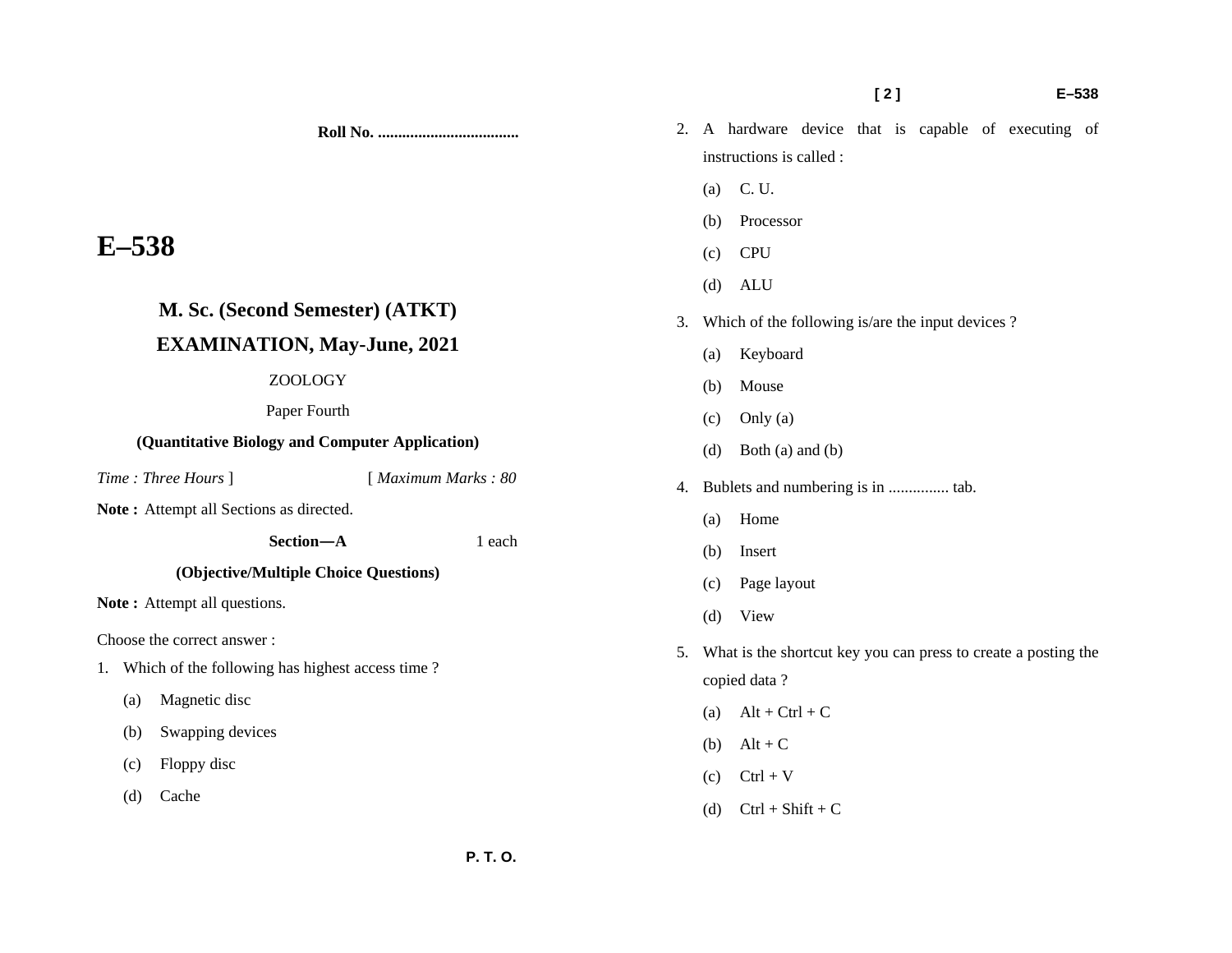Roll No. ..................................

# E–538

## M. Sc. (Second Semester) (ATKT)

## EXAMINATION, May-June, 2021

ZOOLOGY

Paper Fourth

**(Quantitative Biology and Computer Application)**

*Time : Three Hours* ] [ *Maximum Marks : 80*

**Note :** Attempt all Sections as directed.

**Section—A** 1 each

**(Objective/Multiple Choice Questions)**

**Note :** Attempt all questions.

Choose the correct answer :

1. Which of the following has highest access time ?
   - (a) Magnetic disc
   - (b) Swapping devices
   - (c) Floppy disc
   - (d) Cache

2. A hardware device that is capable of executing of instructions is called :
   - (a) C. U.
   - (b) Processor
   - (c) CPU
   - (d) ALU

3. Which of the following is/are the input devices ?
   - (a) Keyboard
   - (b) Mouse
   - (c) Only (a)
   - (d) Both (a) and (b)

4. Bublets and numbering is in ............... tab.
   - (a) Home
   - (b) Insert
   - (c) Page layout
   - (d) View

5. What is the shortcut key you can press to create a posting the copied data ?
   - (a) Alt + Ctrl + C
   - (b) Alt + C
   - (c) Ctrl + V
   - (d) Ctrl + Shift + C

P. T. O.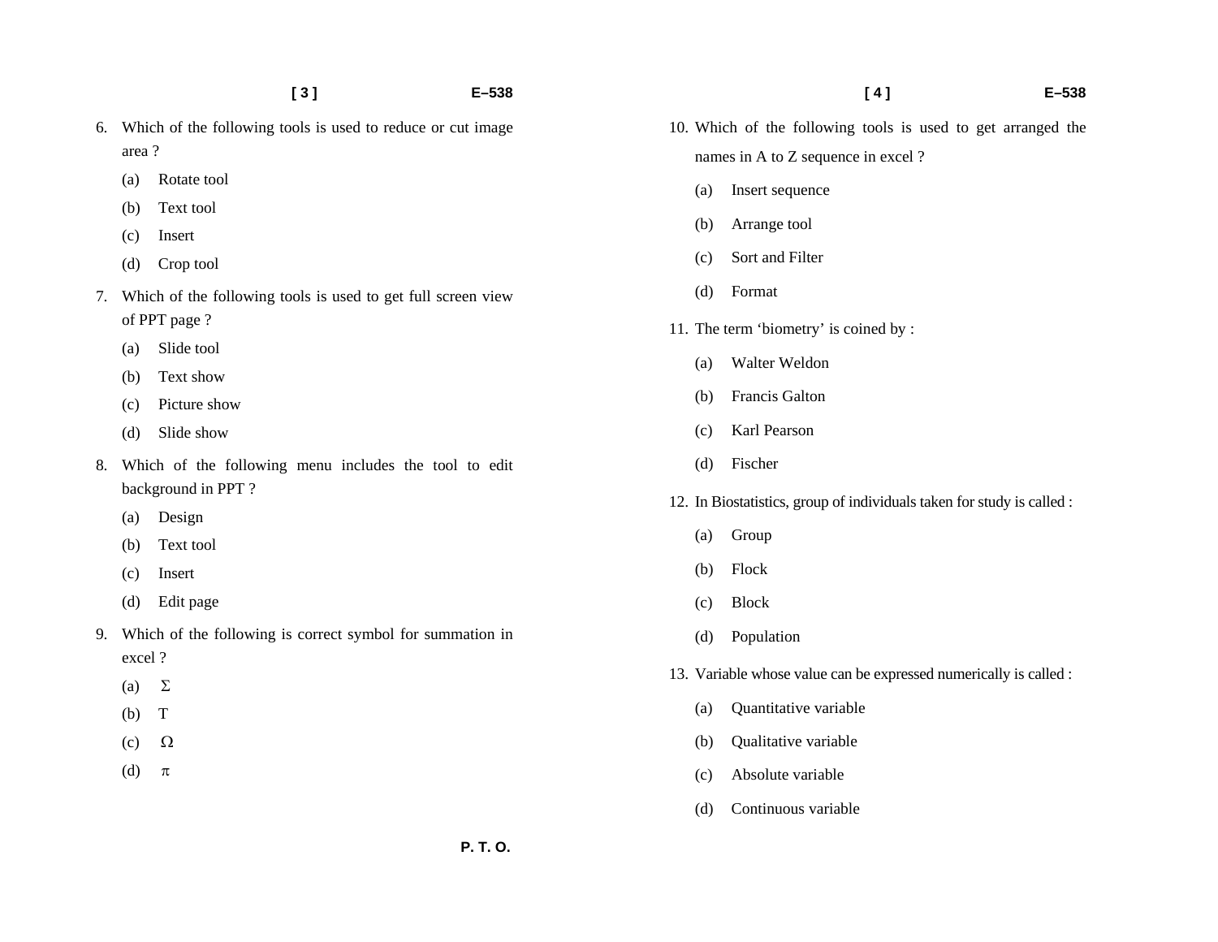6. Which of the following tools is used to reduce or cut image area ?
   - (a) Rotate tool
   - (b) Text tool
   - (c) Insert
   - (d) Crop tool

7. Which of the following tools is used to get full screen view of PPT page ?
   - (a) Slide tool
   - (b) Text show
   - (c) Picture show
   - (d) Slide show

8. Which of the following menu includes the tool to edit background in PPT ?
   - (a) Design
   - (b) Text tool
   - (c) Insert
   - (d) Edit page

9. Which of the following is correct symbol for summation in excel ?
   - (a) $\Sigma$
   - (b) T
   - (c) $\Omega$
   - (d) $\pi$

10. Which of the following tools is used to get arranged the names in A to Z sequence in excel ?
    - (a) Insert sequence
    - (b) Arrange tool
    - (c) Sort and Filter
    - (d) Format

11. The term 'biometry' is coined by :
    - (a) Walter Weldon
    - (b) Francis Galton
    - (c) Karl Pearson
    - (d) Fischer

12. In Biostatistics, group of individuals taken for study is called :
    - (a) Group
    - (b) Flock
    - (c) Block
    - (d) Population

13. Variable whose value can be expressed numerically is called :
    - (a) Quantitative variable
    - (b) Qualitative variable
    - (c) Absolute variable
    - (d) Continuous variable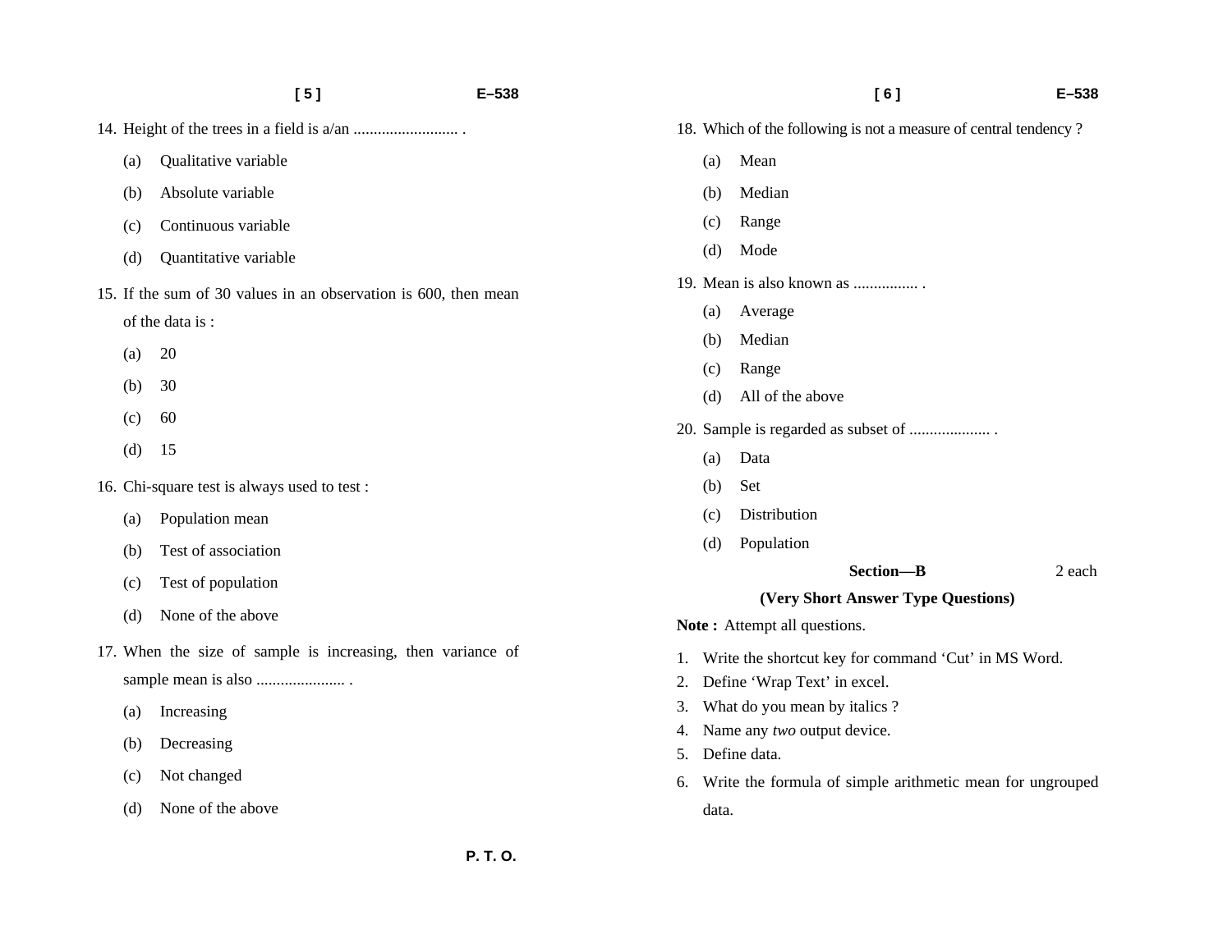14. Height of the trees in a field is a/an .......................... .
    - (a) Qualitative variable
    - (b) Absolute variable
    - (c) Continuous variable
    - (d) Quantitative variable

15. If the sum of 30 values in an observation is 600, then mean of the data is :
    - (a) 20
    - (b) 30
    - (c) 60
    - (d) 15

16. Chi-square test is always used to test :
    - (a) Population mean
    - (b) Test of association
    - (c) Test of population
    - (d) None of the above

17. When the size of sample is increasing, then variance of sample mean is also ...................... .
    - (a) Increasing
    - (b) Decreasing
    - (c) Not changed
    - (d) None of the above

18. Which of the following is not a measure of central tendency ?
    - (a) Mean
    - (b) Median
    - (c) Range
    - (d) Mode

19. Mean is also known as ................ .
    - (a) Average
    - (b) Median
    - (c) Range
    - (d) All of the above

20. Sample is regarded as subset of .................... .
    - (a) Data
    - (b) Set
    - (c) Distribution
    - (d) Population

## Section—B (2 each)

### (Very Short Answer Type Questions)

**Note :** Attempt all questions.

1. Write the shortcut key for command 'Cut' in MS Word.
2. Define 'Wrap Text' in excel.
3. What do you mean by italics ?
4. Name any *two* output device.
5. Define data.
6. Write the formula of simple arithmetic mean for ungrouped data.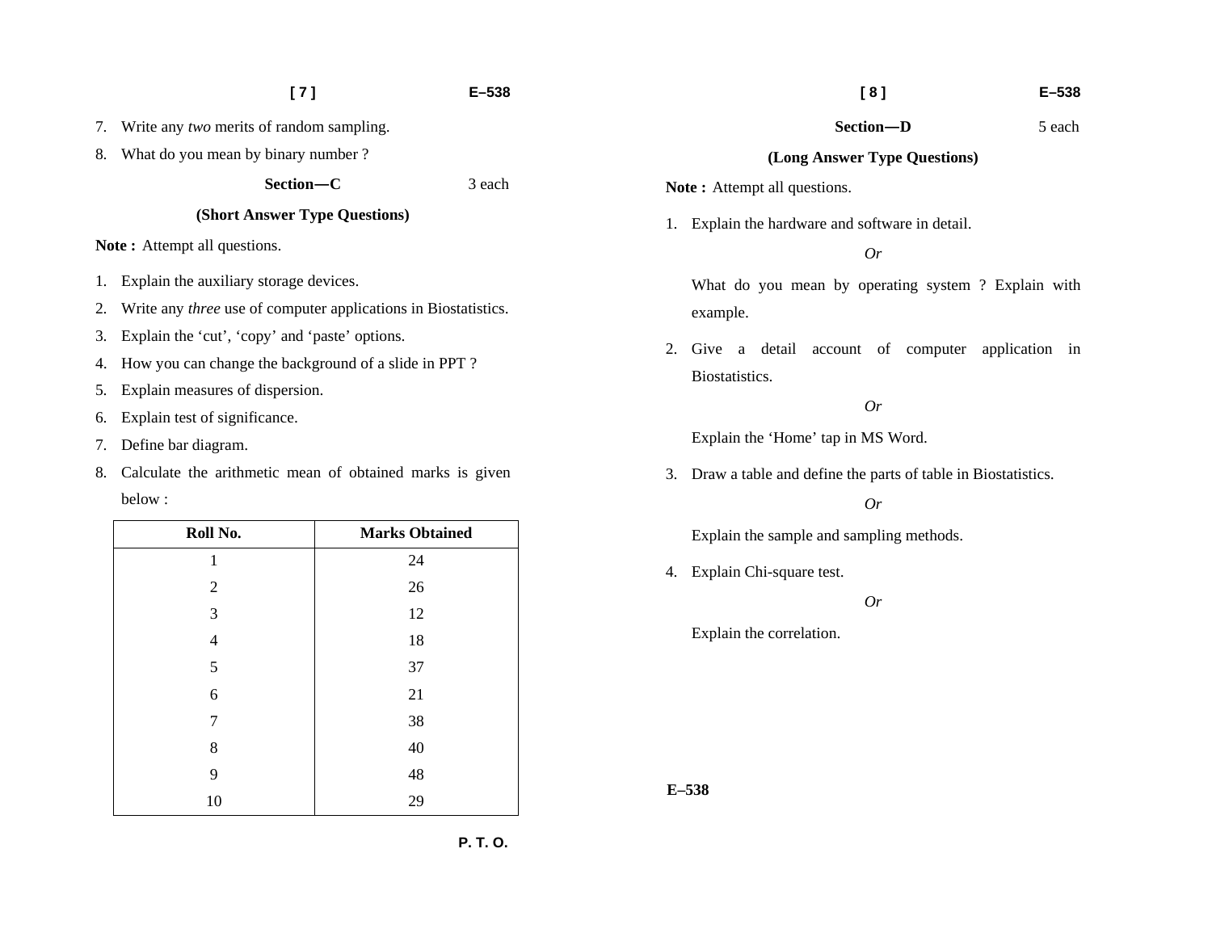7. Write any *two* merits of random sampling.
8. What do you mean by binary number ?

## Section—C 3 each

### (Short Answer Type Questions)

**Note :** Attempt all questions.

1. Explain the auxiliary storage devices.
2. Write any *three* use of computer applications in Biostatistics.
3. Explain the 'cut', 'copy' and 'paste' options.
4. How you can change the background of a slide in PPT ?
5. Explain measures of dispersion.
6. Explain test of significance.
7. Define bar diagram.
8. Calculate the arithmetic mean of obtained marks is given below :

| Roll No. | Marks Obtained |
|---|---|
| 1 | 24 |
| 2 | 26 |
| 3 | 12 |
| 4 | 18 |
| 5 | 37 |
| 6 | 21 |
| 7 | 38 |
| 8 | 40 |
| 9 | 48 |
| 10 | 29 |

## Section—D 5 each

### (Long Answer Type Questions)

**Note :** Attempt all questions.

1. Explain the hardware and software in detail.

   *Or*

   What do you mean by operating system ? Explain with example.

2. Give a detail account of computer application in Biostatistics.

   *Or*

   Explain the 'Home' tap in MS Word.

3. Draw a table and define the parts of table in Biostatistics.

   *Or*

   Explain the sample and sampling methods.

4. Explain Chi-square test.

   *Or*

   Explain the correlation.